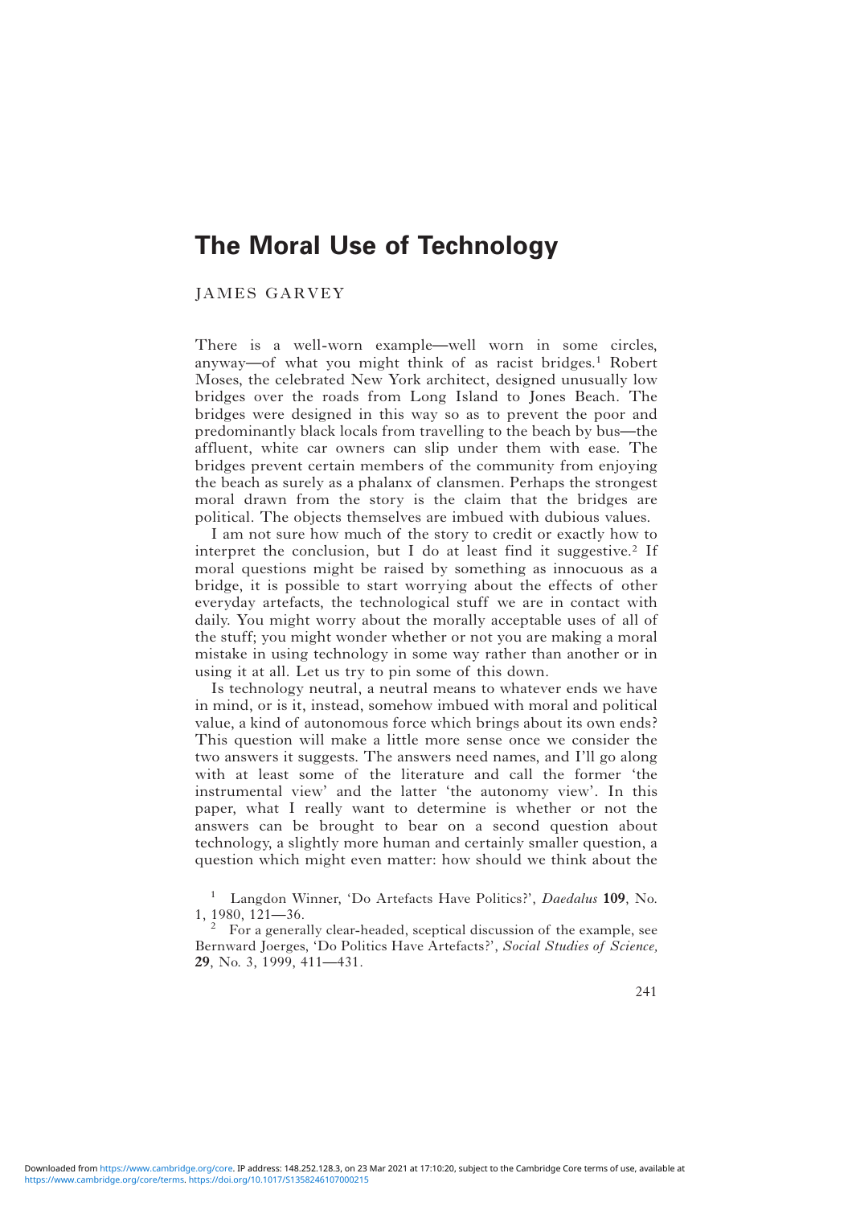# The Moral Use of Technology

JAMES GARVEY

There is a well-worn example—well worn in some circles, anyway—of what you might think of as racist bridges.[1] Robert Moses, the celebrated New York architect, designed unusually low bridges over the roads from Long Island to Jones Beach. The bridges were designed in this way so as to prevent the poor and predominantly black locals from travelling to the beach by bus—the affluent, white car owners can slip under them with ease. The bridges prevent certain members of the community from enjoying the beach as surely as a phalanx of clansmen. Perhaps the strongest moral drawn from the story is the claim that the bridges are political. The objects themselves are imbued with dubious values.

I am not sure how much of the story to credit or exactly how to interpret the conclusion, but I do at least find it suggestive.[2] If moral questions might be raised by something as innocuous as a bridge, it is possible to start worrying about the effects of other everyday artefacts, the technological stuff we are in contact with daily. You might worry about the morally acceptable uses of all of the stuff; you might wonder whether or not you are making a moral mistake in using technology in some way rather than another or in using it at all. Let us try to pin some of this down.

Is technology neutral, a neutral means to whatever ends we have in mind, or is it, instead, somehow imbued with moral and political value, a kind of autonomous force which brings about its own ends? This question will make a little more sense once we consider the two answers it suggests. The answers need names, and I'll go along with at least some of the literature and call the former 'the instrumental view' and the latter 'the autonomy view'. In this paper, what I really want to determine is whether or not the answers can be brought to bear on a second question about technology, a slightly more human and certainly smaller question, a question which might even matter: how should we think about the

[1] Langdon Winner, 'Do Artefacts Have Politics?', *Daedalus* **109**, No. 1, 1980, 121—36.

[2] For a generally clear-headed, sceptical discussion of the example, see Bernward Joerges, 'Do Politics Have Artefacts?', *Social Studies of Science,* **29**, No. 3, 1999, 411—431.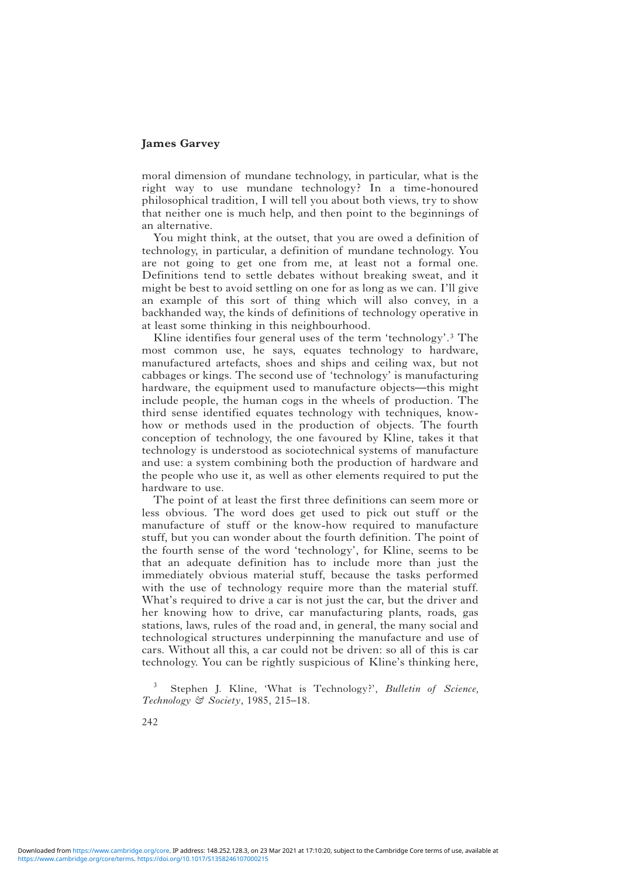moral dimension of mundane technology, in particular, what is the right way to use mundane technology? In a time-honoured philosophical tradition, I will tell you about both views, try to show that neither one is much help, and then point to the beginnings of an alternative.

You might think, at the outset, that you are owed a definition of technology, in particular, a definition of mundane technology. You are not going to get one from me, at least not a formal one. Definitions tend to settle debates without breaking sweat, and it might be best to avoid settling on one for as long as we can. I'll give an example of this sort of thing which will also convey, in a backhanded way, the kinds of definitions of technology operative in at least some thinking in this neighbourhood.

Kline identifies four general uses of the term 'technology'.[3] The most common use, he says, equates technology to hardware, manufactured artefacts, shoes and ships and ceiling wax, but not cabbages or kings. The second use of 'technology' is manufacturing hardware, the equipment used to manufacture objects—this might include people, the human cogs in the wheels of production. The third sense identified equates technology with techniques, know-how or methods used in the production of objects. The fourth conception of technology, the one favoured by Kline, takes it that technology is understood as sociotechnical systems of manufacture and use: a system combining both the production of hardware and the people who use it, as well as other elements required to put the hardware to use.

The point of at least the first three definitions can seem more or less obvious. The word does get used to pick out stuff or the manufacture of stuff or the know-how required to manufacture stuff, but you can wonder about the fourth definition. The point of the fourth sense of the word 'technology', for Kline, seems to be that an adequate definition has to include more than just the immediately obvious material stuff, because the tasks performed with the use of technology require more than the material stuff. What's required to drive a car is not just the car, but the driver and her knowing how to drive, car manufacturing plants, roads, gas stations, laws, rules of the road and, in general, the many social and technological structures underpinning the manufacture and use of cars. Without all this, a car could not be driven: so all of this is car technology. You can be rightly suspicious of Kline's thinking here,

[3] Stephen J. Kline, 'What is Technology?', *Bulletin of Science, Technology & Society*, 1985, 215–18.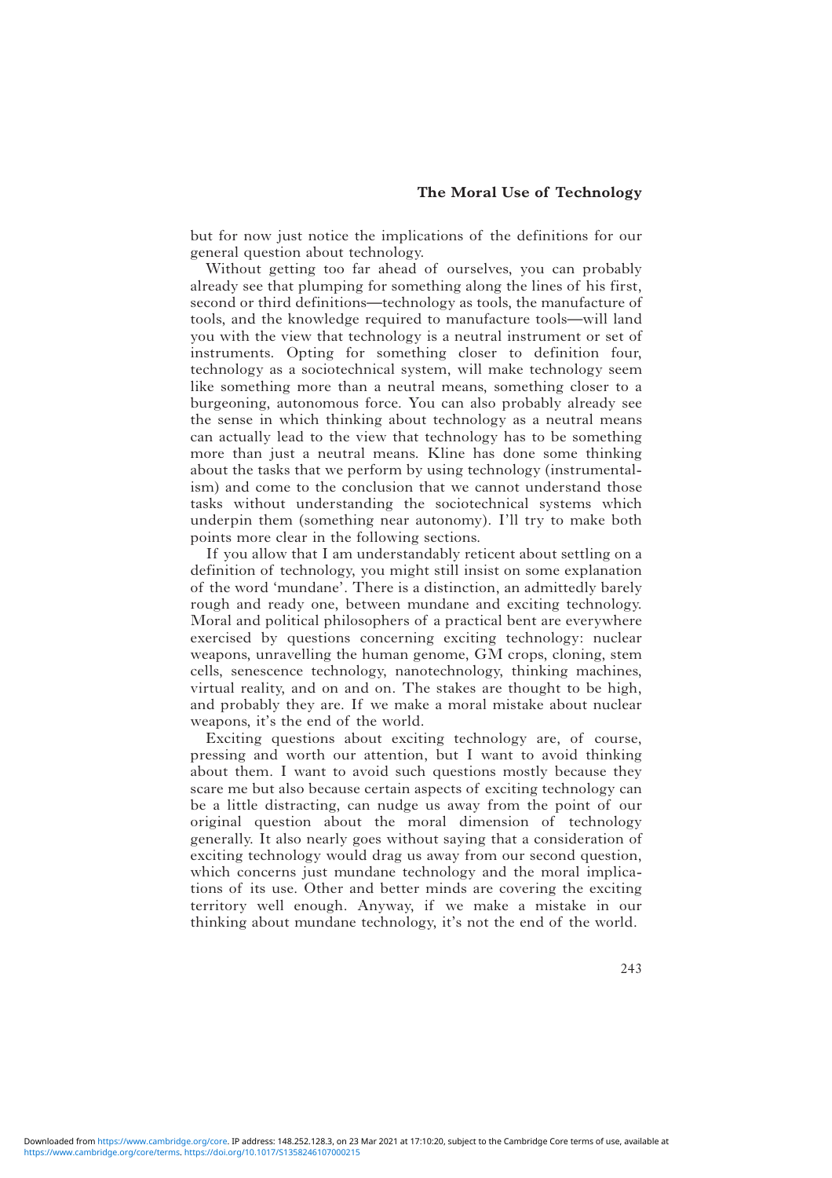but for now just notice the implications of the definitions for our general question about technology.

Without getting too far ahead of ourselves, you can probably already see that plumping for something along the lines of his first, second or third definitions—technology as tools, the manufacture of tools, and the knowledge required to manufacture tools—will land you with the view that technology is a neutral instrument or set of instruments. Opting for something closer to definition four, technology as a sociotechnical system, will make technology seem like something more than a neutral means, something closer to a burgeoning, autonomous force. You can also probably already see the sense in which thinking about technology as a neutral means can actually lead to the view that technology has to be something more than just a neutral means. Kline has done some thinking about the tasks that we perform by using technology (instrumentalism) and come to the conclusion that we cannot understand those tasks without understanding the sociotechnical systems which underpin them (something near autonomy). I'll try to make both points more clear in the following sections.

If you allow that I am understandably reticent about settling on a definition of technology, you might still insist on some explanation of the word 'mundane'. There is a distinction, an admittedly barely rough and ready one, between mundane and exciting technology. Moral and political philosophers of a practical bent are everywhere exercised by questions concerning exciting technology: nuclear weapons, unravelling the human genome, GM crops, cloning, stem cells, senescence technology, nanotechnology, thinking machines, virtual reality, and on and on. The stakes are thought to be high, and probably they are. If we make a moral mistake about nuclear weapons, it's the end of the world.

Exciting questions about exciting technology are, of course, pressing and worth our attention, but I want to avoid thinking about them. I want to avoid such questions mostly because they scare me but also because certain aspects of exciting technology can be a little distracting, can nudge us away from the point of our original question about the moral dimension of technology generally. It also nearly goes without saying that a consideration of exciting technology would drag us away from our second question, which concerns just mundane technology and the moral implications of its use. Other and better minds are covering the exciting territory well enough. Anyway, if we make a mistake in our thinking about mundane technology, it's not the end of the world.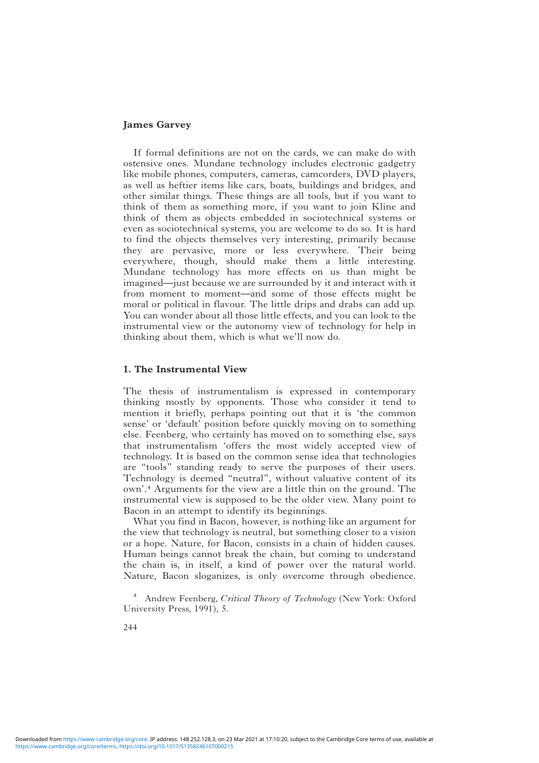If formal definitions are not on the cards, we can make do with ostensive ones. Mundane technology includes electronic gadgetry like mobile phones, computers, cameras, camcorders, DVD players, as well as heftier items like cars, boats, buildings and bridges, and other similar things. These things are all tools, but if you want to think of them as something more, if you want to join Kline and think of them as objects embedded in sociotechnical systems or even as sociotechnical systems, you are welcome to do so. It is hard to find the objects themselves very interesting, primarily because they are pervasive, more or less everywhere. Their being everywhere, though, should make them a little interesting. Mundane technology has more effects on us than might be imagined—just because we are surrounded by it and interact with it from moment to moment—and some of those effects might be moral or political in flavour. The little drips and drabs can add up. You can wonder about all those little effects, and you can look to the instrumental view or the autonomy view of technology for help in thinking about them, which is what we'll now do.

## 1. The Instrumental View

The thesis of instrumentalism is expressed in contemporary thinking mostly by opponents. Those who consider it tend to mention it briefly, perhaps pointing out that it is 'the common sense' or 'default' position before quickly moving on to something else. Feenberg, who certainly has moved on to something else, says that instrumentalism 'offers the most widely accepted view of technology. It is based on the common sense idea that technologies are "tools" standing ready to serve the purposes of their users. Technology is deemed "neutral", without valuative content of its own'.[4] Arguments for the view are a little thin on the ground. The instrumental view is supposed to be the older view. Many point to Bacon in an attempt to identify its beginnings.

What you find in Bacon, however, is nothing like an argument for the view that technology is neutral, but something closer to a vision or a hope. Nature, for Bacon, consists in a chain of hidden causes. Human beings cannot break the chain, but coming to understand the chain is, in itself, a kind of power over the natural world. Nature, Bacon sloganizes, is only overcome through obedience.

[4] Andrew Feenberg, *Critical Theory of Technology* (New York: Oxford University Press, 1991), 5.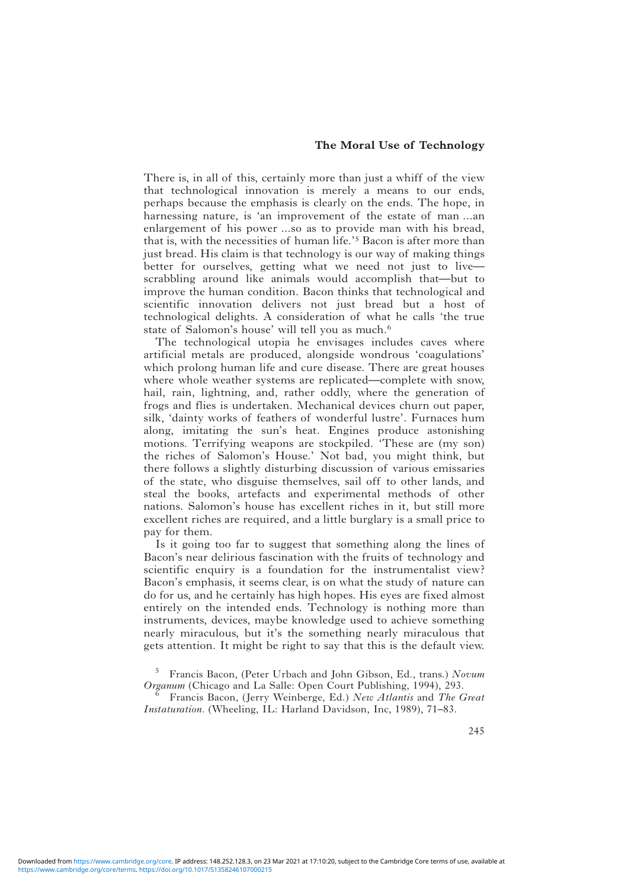There is, in all of this, certainly more than just a whiff of the view that technological innovation is merely a means to our ends, perhaps because the emphasis is clearly on the ends. The hope, in harnessing nature, is 'an improvement of the estate of man ...an enlargement of his power ...so as to provide man with his bread, that is, with the necessities of human life.'[5] Bacon is after more than just bread. His claim is that technology is our way of making things better for ourselves, getting what we need not just to live—scrabbling around like animals would accomplish that—but to improve the human condition. Bacon thinks that technological and scientific innovation delivers not just bread but a host of technological delights. A consideration of what he calls 'the true state of Salomon's house' will tell you as much.[6]

The technological utopia he envisages includes caves where artificial metals are produced, alongside wondrous 'coagulations' which prolong human life and cure disease. There are great houses where whole weather systems are replicated—complete with snow, hail, rain, lightning, and, rather oddly, where the generation of frogs and flies is undertaken. Mechanical devices churn out paper, silk, 'dainty works of feathers of wonderful lustre'. Furnaces hum along, imitating the sun's heat. Engines produce astonishing motions. Terrifying weapons are stockpiled. 'These are (my son) the riches of Salomon's House.' Not bad, you might think, but there follows a slightly disturbing discussion of various emissaries of the state, who disguise themselves, sail off to other lands, and steal the books, artefacts and experimental methods of other nations. Salomon's house has excellent riches in it, but still more excellent riches are required, and a little burglary is a small price to pay for them.

Is it going too far to suggest that something along the lines of Bacon's near delirious fascination with the fruits of technology and scientific enquiry is a foundation for the instrumentalist view? Bacon's emphasis, it seems clear, is on what the study of nature can do for us, and he certainly has high hopes. His eyes are fixed almost entirely on the intended ends. Technology is nothing more than instruments, devices, maybe knowledge used to achieve something nearly miraculous, but it's the something nearly miraculous that gets attention. It might be right to say that this is the default view.

[5] Francis Bacon, (Peter Urbach and John Gibson, Ed., trans.) *Novum Organum* (Chicago and La Salle: Open Court Publishing, 1994), 293.

[6] Francis Bacon, (Jerry Weinberge, Ed.) *New Atlantis* and *The Great Instaturation*. (Wheeling, IL: Harland Davidson, Inc, 1989), 71–83.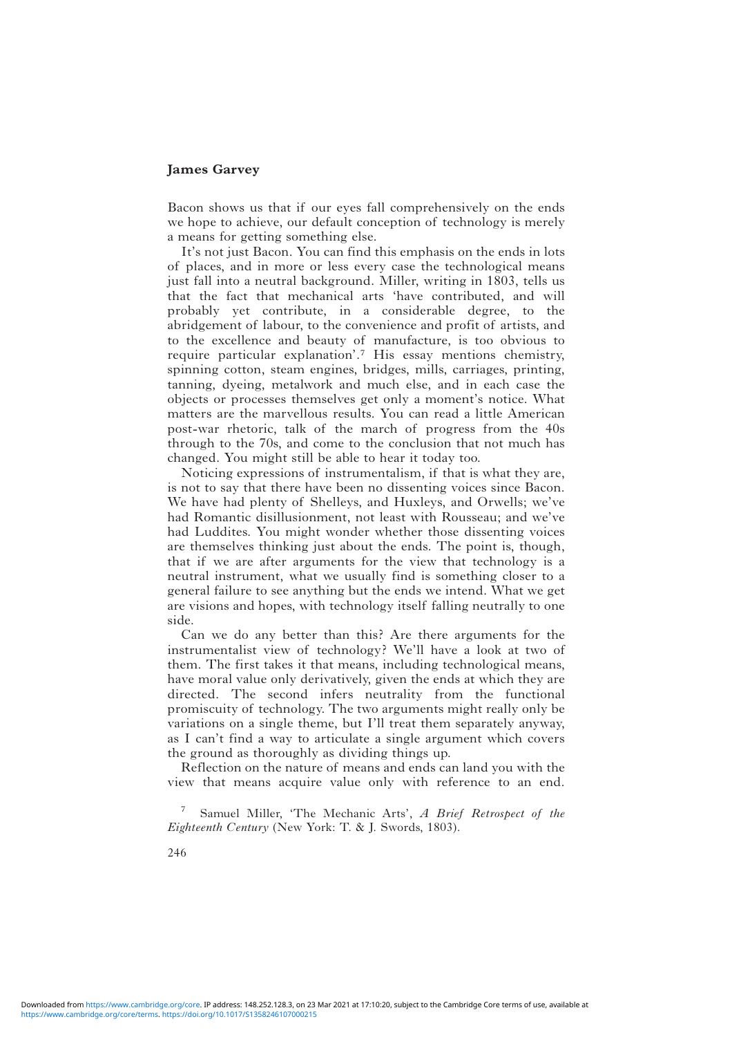Bacon shows us that if our eyes fall comprehensively on the ends we hope to achieve, our default conception of technology is merely a means for getting something else.

It's not just Bacon. You can find this emphasis on the ends in lots of places, and in more or less every case the technological means just fall into a neutral background. Miller, writing in 1803, tells us that the fact that mechanical arts 'have contributed, and will probably yet contribute, in a considerable degree, to the abridgement of labour, to the convenience and profit of artists, and to the excellence and beauty of manufacture, is too obvious to require particular explanation'.[7] His essay mentions chemistry, spinning cotton, steam engines, bridges, mills, carriages, printing, tanning, dyeing, metalwork and much else, and in each case the objects or processes themselves get only a moment's notice. What matters are the marvellous results. You can read a little American post-war rhetoric, talk of the march of progress from the 40s through to the 70s, and come to the conclusion that not much has changed. You might still be able to hear it today too.

Noticing expressions of instrumentalism, if that is what they are, is not to say that there have been no dissenting voices since Bacon. We have had plenty of Shelleys, and Huxleys, and Orwells; we've had Romantic disillusionment, not least with Rousseau; and we've had Luddites. You might wonder whether those dissenting voices are themselves thinking just about the ends. The point is, though, that if we are after arguments for the view that technology is a neutral instrument, what we usually find is something closer to a general failure to see anything but the ends we intend. What we get are visions and hopes, with technology itself falling neutrally to one side.

Can we do any better than this? Are there arguments for the instrumentalist view of technology? We'll have a look at two of them. The first takes it that means, including technological means, have moral value only derivatively, given the ends at which they are directed. The second infers neutrality from the functional promiscuity of technology. The two arguments might really only be variations on a single theme, but I'll treat them separately anyway, as I can't find a way to articulate a single argument which covers the ground as thoroughly as dividing things up.

Reflection on the nature of means and ends can land you with the view that means acquire value only with reference to an end.

[7] Samuel Miller, 'The Mechanic Arts', *A Brief Retrospect of the Eighteenth Century* (New York: T. & J. Swords, 1803).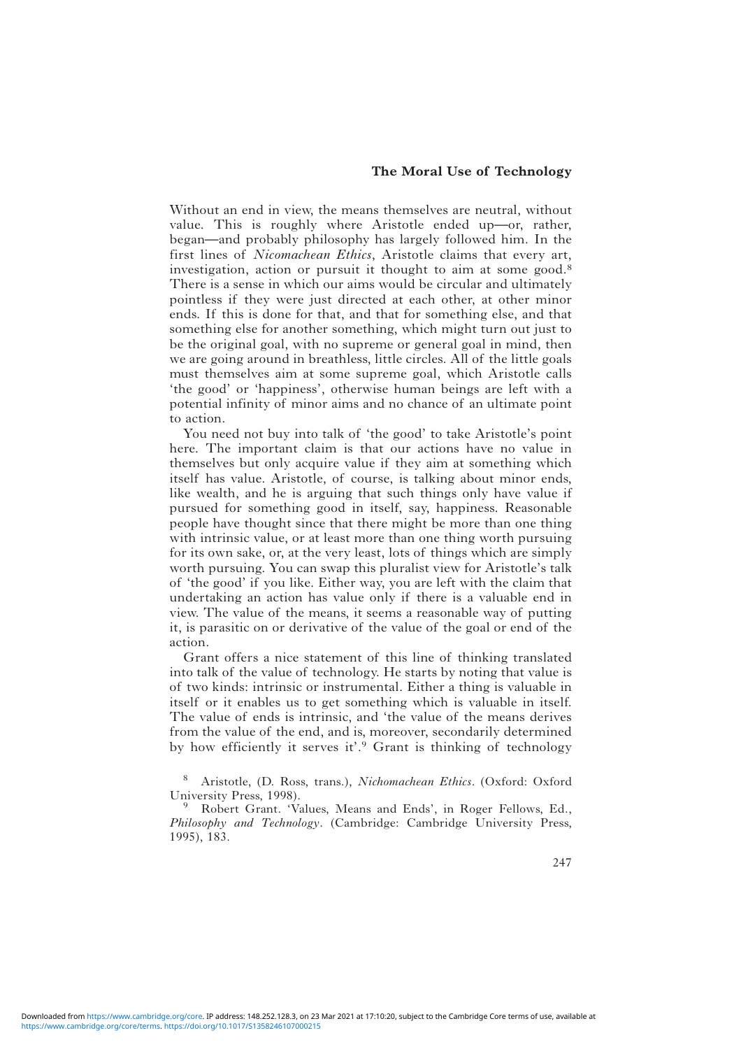Without an end in view, the means themselves are neutral, without value. This is roughly where Aristotle ended up—or, rather, began—and probably philosophy has largely followed him. In the first lines of *Nicomachean Ethics*, Aristotle claims that every art, investigation, action or pursuit it thought to aim at some good.[8] There is a sense in which our aims would be circular and ultimately pointless if they were just directed at each other, at other minor ends. If this is done for that, and that for something else, and that something else for another something, which might turn out just to be the original goal, with no supreme or general goal in mind, then we are going around in breathless, little circles. All of the little goals must themselves aim at some supreme goal, which Aristotle calls 'the good' or 'happiness', otherwise human beings are left with a potential infinity of minor aims and no chance of an ultimate point to action.

You need not buy into talk of 'the good' to take Aristotle's point here. The important claim is that our actions have no value in themselves but only acquire value if they aim at something which itself has value. Aristotle, of course, is talking about minor ends, like wealth, and he is arguing that such things only have value if pursued for something good in itself, say, happiness. Reasonable people have thought since that there might be more than one thing with intrinsic value, or at least more than one thing worth pursuing for its own sake, or, at the very least, lots of things which are simply worth pursuing. You can swap this pluralist view for Aristotle's talk of 'the good' if you like. Either way, you are left with the claim that undertaking an action has value only if there is a valuable end in view. The value of the means, it seems a reasonable way of putting it, is parasitic on or derivative of the value of the goal or end of the action.

Grant offers a nice statement of this line of thinking translated into talk of the value of technology. He starts by noting that value is of two kinds: intrinsic or instrumental. Either a thing is valuable in itself or it enables us to get something which is valuable in itself. The value of ends is intrinsic, and 'the value of the means derives from the value of the end, and is, moreover, secondarily determined by how efficiently it serves it'.[9] Grant is thinking of technology

[8] Aristotle, (D. Ross, trans.), *Nichomachean Ethics*. (Oxford: Oxford University Press, 1998).

[9] Robert Grant. 'Values, Means and Ends', in Roger Fellows, Ed., *Philosophy and Technology*. (Cambridge: Cambridge University Press, 1995), 183.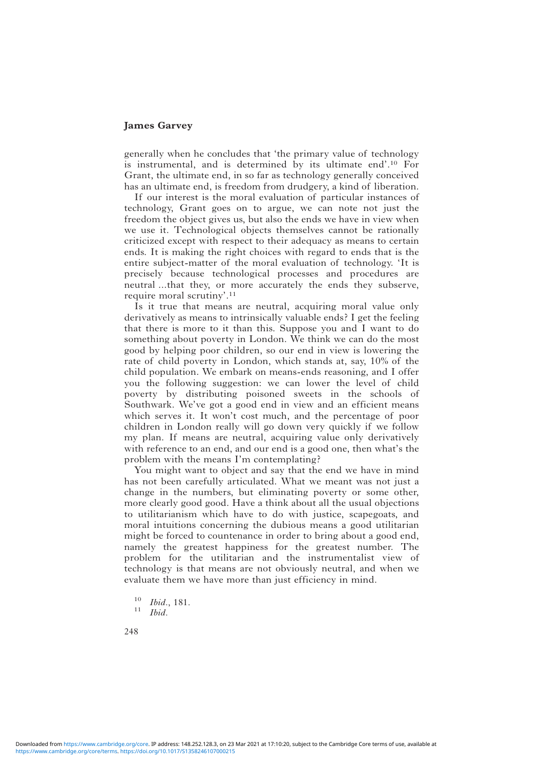generally when he concludes that 'the primary value of technology is instrumental, and is determined by its ultimate end'.[10] For Grant, the ultimate end, in so far as technology generally conceived has an ultimate end, is freedom from drudgery, a kind of liberation.

If our interest is the moral evaluation of particular instances of technology, Grant goes on to argue, we can note not just the freedom the object gives us, but also the ends we have in view when we use it. Technological objects themselves cannot be rationally criticized except with respect to their adequacy as means to certain ends. It is making the right choices with regard to ends that is the entire subject-matter of the moral evaluation of technology. 'It is precisely because technological processes and procedures are neutral ...that they, or more accurately the ends they subserve, require moral scrutiny'.[11]

Is it true that means are neutral, acquiring moral value only derivatively as means to intrinsically valuable ends? I get the feeling that there is more to it than this. Suppose you and I want to do something about poverty in London. We think we can do the most good by helping poor children, so our end in view is lowering the rate of child poverty in London, which stands at, say, 10% of the child population. We embark on means-ends reasoning, and I offer you the following suggestion: we can lower the level of child poverty by distributing poisoned sweets in the schools of Southwark. We've got a good end in view and an efficient means which serves it. It won't cost much, and the percentage of poor children in London really will go down very quickly if we follow my plan. If means are neutral, acquiring value only derivatively with reference to an end, and our end is a good one, then what's the problem with the means I'm contemplating?

You might want to object and say that the end we have in mind has not been carefully articulated. What we meant was not just a change in the numbers, but eliminating poverty or some other, more clearly good good. Have a think about all the usual objections to utilitarianism which have to do with justice, scapegoats, and moral intuitions concerning the dubious means a good utilitarian might be forced to countenance in order to bring about a good end, namely the greatest happiness for the greatest number. The problem for the utilitarian and the instrumentalist view of technology is that means are not obviously neutral, and when we evaluate them we have more than just efficiency in mind.

[10] *Ibid.*, 181.
[11] *Ibid.*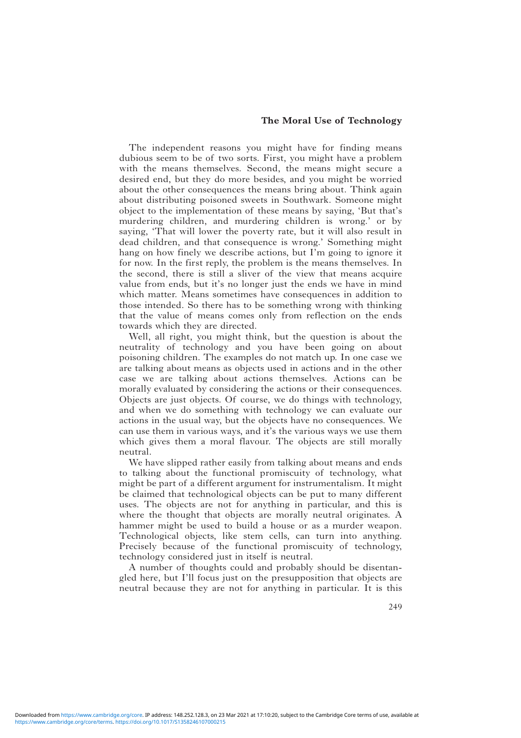The independent reasons you might have for finding means dubious seem to be of two sorts. First, you might have a problem with the means themselves. Second, the means might secure a desired end, but they do more besides, and you might be worried about the other consequences the means bring about. Think again about distributing poisoned sweets in Southwark. Someone might object to the implementation of these means by saying, 'But that's murdering children, and murdering children is wrong.' or by saying, 'That will lower the poverty rate, but it will also result in dead children, and that consequence is wrong.' Something might hang on how finely we describe actions, but I'm going to ignore it for now. In the first reply, the problem is the means themselves. In the second, there is still a sliver of the view that means acquire value from ends, but it's no longer just the ends we have in mind which matter. Means sometimes have consequences in addition to those intended. So there has to be something wrong with thinking that the value of means comes only from reflection on the ends towards which they are directed.

Well, all right, you might think, but the question is about the neutrality of technology and you have been going on about poisoning children. The examples do not match up. In one case we are talking about means as objects used in actions and in the other case we are talking about actions themselves. Actions can be morally evaluated by considering the actions or their consequences. Objects are just objects. Of course, we do things with technology, and when we do something with technology we can evaluate our actions in the usual way, but the objects have no consequences. We can use them in various ways, and it's the various ways we use them which gives them a moral flavour. The objects are still morally neutral.

We have slipped rather easily from talking about means and ends to talking about the functional promiscuity of technology, what might be part of a different argument for instrumentalism. It might be claimed that technological objects can be put to many different uses. The objects are not for anything in particular, and this is where the thought that objects are morally neutral originates. A hammer might be used to build a house or as a murder weapon. Technological objects, like stem cells, can turn into anything. Precisely because of the functional promiscuity of technology, technology considered just in itself is neutral.

A number of thoughts could and probably should be disentangled here, but I'll focus just on the presupposition that objects are neutral because they are not for anything in particular. It is this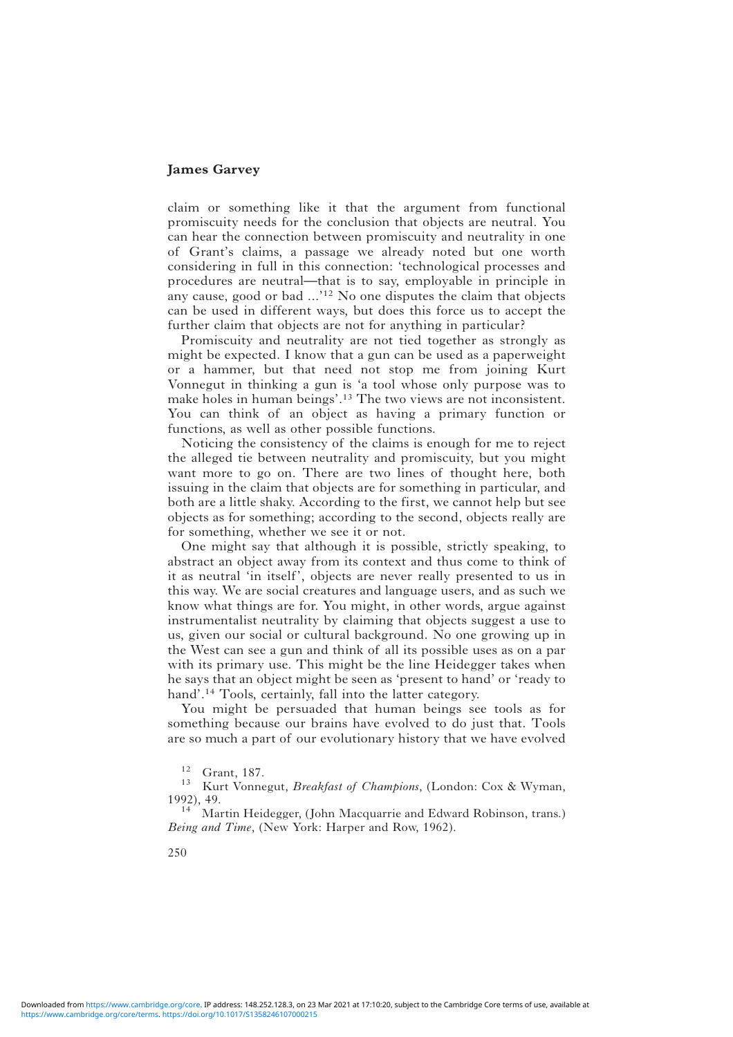claim or something like it that the argument from functional promiscuity needs for the conclusion that objects are neutral. You can hear the connection between promiscuity and neutrality in one of Grant's claims, a passage we already noted but one worth considering in full in this connection: 'technological processes and procedures are neutral—that is to say, employable in principle in any cause, good or bad ...'[12] No one disputes the claim that objects can be used in different ways, but does this force us to accept the further claim that objects are not for anything in particular?

Promiscuity and neutrality are not tied together as strongly as might be expected. I know that a gun can be used as a paperweight or a hammer, but that need not stop me from joining Kurt Vonnegut in thinking a gun is 'a tool whose only purpose was to make holes in human beings'.[13] The two views are not inconsistent. You can think of an object as having a primary function or functions, as well as other possible functions.

Noticing the consistency of the claims is enough for me to reject the alleged tie between neutrality and promiscuity, but you might want more to go on. There are two lines of thought here, both issuing in the claim that objects are for something in particular, and both are a little shaky. According to the first, we cannot help but see objects as for something; according to the second, objects really are for something, whether we see it or not.

One might say that although it is possible, strictly speaking, to abstract an object away from its context and thus come to think of it as neutral 'in itself', objects are never really presented to us in this way. We are social creatures and language users, and as such we know what things are for. You might, in other words, argue against instrumentalist neutrality by claiming that objects suggest a use to us, given our social or cultural background. No one growing up in the West can see a gun and think of all its possible uses as on a par with its primary use. This might be the line Heidegger takes when he says that an object might be seen as 'present to hand' or 'ready to hand'.[14] Tools, certainly, fall into the latter category.

You might be persuaded that human beings see tools as for something because our brains have evolved to do just that. Tools are so much a part of our evolutionary history that we have evolved

[12] Grant, 187.

[13] Kurt Vonnegut, *Breakfast of Champions*, (London: Cox & Wyman, 1992), 49.

[14] Martin Heidegger, (John Macquarrie and Edward Robinson, trans.) *Being and Time*, (New York: Harper and Row, 1962).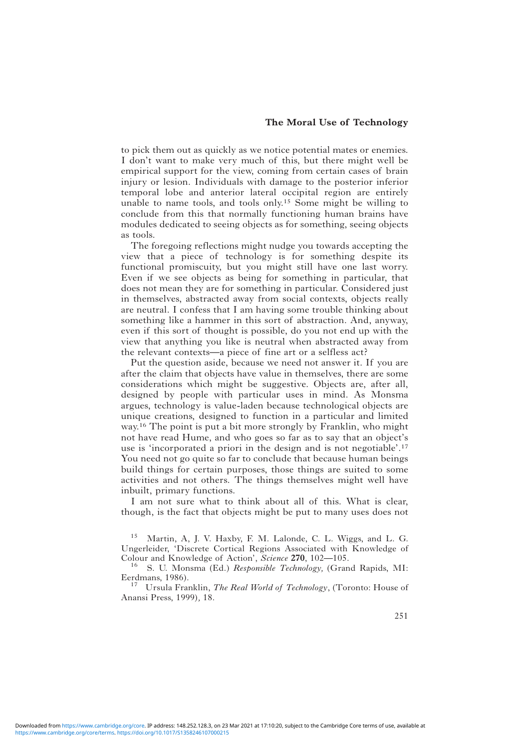to pick them out as quickly as we notice potential mates or enemies. I don't want to make very much of this, but there might well be empirical support for the view, coming from certain cases of brain injury or lesion. Individuals with damage to the posterior inferior temporal lobe and anterior lateral occipital region are entirely unable to name tools, and tools only.[15] Some might be willing to conclude from this that normally functioning human brains have modules dedicated to seeing objects as for something, seeing objects as tools.

The foregoing reflections might nudge you towards accepting the view that a piece of technology is for something despite its functional promiscuity, but you might still have one last worry. Even if we see objects as being for something in particular, that does not mean they are for something in particular. Considered just in themselves, abstracted away from social contexts, objects really are neutral. I confess that I am having some trouble thinking about something like a hammer in this sort of abstraction. And, anyway, even if this sort of thought is possible, do you not end up with the view that anything you like is neutral when abstracted away from the relevant contexts—a piece of fine art or a selfless act?

Put the question aside, because we need not answer it. If you are after the claim that objects have value in themselves, there are some considerations which might be suggestive. Objects are, after all, designed by people with particular uses in mind. As Monsma argues, technology is value-laden because technological objects are unique creations, designed to function in a particular and limited way.[16] The point is put a bit more strongly by Franklin, who might not have read Hume, and who goes so far as to say that an object's use is 'incorporated a priori in the design and is not negotiable'.[17] You need not go quite so far to conclude that because human beings build things for certain purposes, those things are suited to some activities and not others. The things themselves might well have inbuilt, primary functions.

I am not sure what to think about all of this. What is clear, though, is the fact that objects might be put to many uses does not

[15] Martin, A, J. V. Haxby, F. M. Lalonde, C. L. Wiggs, and L. G. Ungerleider, 'Discrete Cortical Regions Associated with Knowledge of Colour and Knowledge of Action', *Science* **270**, 102—105.

[16] S. U. Monsma (Ed.) *Responsible Technology,* (Grand Rapids, MI: Eerdmans, 1986).

[17] Ursula Franklin, *The Real World of Technology*, (Toronto: House of Anansi Press, 1999), 18.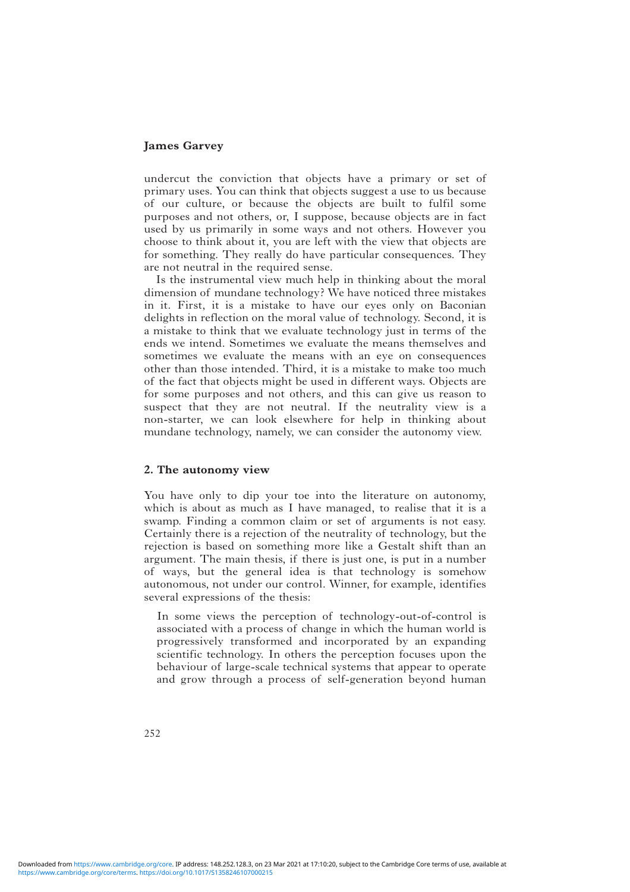undercut the conviction that objects have a primary or set of primary uses. You can think that objects suggest a use to us because of our culture, or because the objects are built to fulfil some purposes and not others, or, I suppose, because objects are in fact used by us primarily in some ways and not others. However you choose to think about it, you are left with the view that objects are for something. They really do have particular consequences. They are not neutral in the required sense.

Is the instrumental view much help in thinking about the moral dimension of mundane technology? We have noticed three mistakes in it. First, it is a mistake to have our eyes only on Baconian delights in reflection on the moral value of technology. Second, it is a mistake to think that we evaluate technology just in terms of the ends we intend. Sometimes we evaluate the means themselves and sometimes we evaluate the means with an eye on consequences other than those intended. Third, it is a mistake to make too much of the fact that objects might be used in different ways. Objects are for some purposes and not others, and this can give us reason to suspect that they are not neutral. If the neutrality view is a non-starter, we can look elsewhere for help in thinking about mundane technology, namely, we can consider the autonomy view.

## 2. The autonomy view

You have only to dip your toe into the literature on autonomy, which is about as much as I have managed, to realise that it is a swamp. Finding a common claim or set of arguments is not easy. Certainly there is a rejection of the neutrality of technology, but the rejection is based on something more like a Gestalt shift than an argument. The main thesis, if there is just one, is put in a number of ways, but the general idea is that technology is somehow autonomous, not under our control. Winner, for example, identifies several expressions of the thesis:

> In some views the perception of technology-out-of-control is associated with a process of change in which the human world is progressively transformed and incorporated by an expanding scientific technology. In others the perception focuses upon the behaviour of large-scale technical systems that appear to operate and grow through a process of self-generation beyond human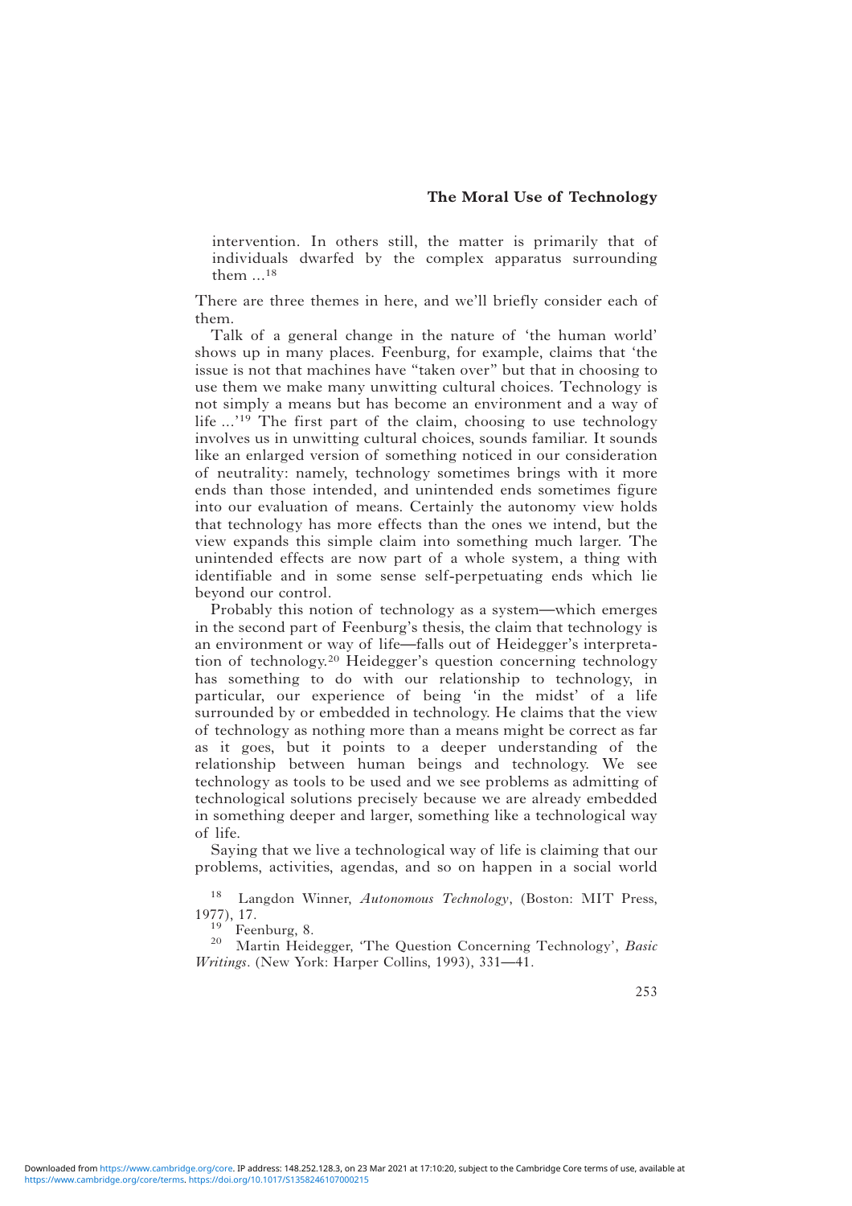intervention. In others still, the matter is primarily that of individuals dwarfed by the complex apparatus surrounding them ...[18]

There are three themes in here, and we'll briefly consider each of them.

Talk of a general change in the nature of 'the human world' shows up in many places. Feenburg, for example, claims that 'the issue is not that machines have "taken over" but that in choosing to use them we make many unwitting cultural choices. Technology is not simply a means but has become an environment and a way of life ...'[19] The first part of the claim, choosing to use technology involves us in unwitting cultural choices, sounds familiar. It sounds like an enlarged version of something noticed in our consideration of neutrality: namely, technology sometimes brings with it more ends than those intended, and unintended ends sometimes figure into our evaluation of means. Certainly the autonomy view holds that technology has more effects than the ones we intend, but the view expands this simple claim into something much larger. The unintended effects are now part of a whole system, a thing with identifiable and in some sense self-perpetuating ends which lie beyond our control.

Probably this notion of technology as a system—which emerges in the second part of Feenburg's thesis, the claim that technology is an environment or way of life—falls out of Heidegger's interpretation of technology.[20] Heidegger's question concerning technology has something to do with our relationship to technology, in particular, our experience of being 'in the midst' of a life surrounded by or embedded in technology. He claims that the view of technology as nothing more than a means might be correct as far as it goes, but it points to a deeper understanding of the relationship between human beings and technology. We see technology as tools to be used and we see problems as admitting of technological solutions precisely because we are already embedded in something deeper and larger, something like a technological way of life.

Saying that we live a technological way of life is claiming that our problems, activities, agendas, and so on happen in a social world

[18] Langdon Winner, *Autonomous Technology*, (Boston: MIT Press, 1977), 17.

[19] Feenburg, 8.

[20] Martin Heidegger, 'The Question Concerning Technology', *Basic Writings*. (New York: Harper Collins, 1993), 331—41.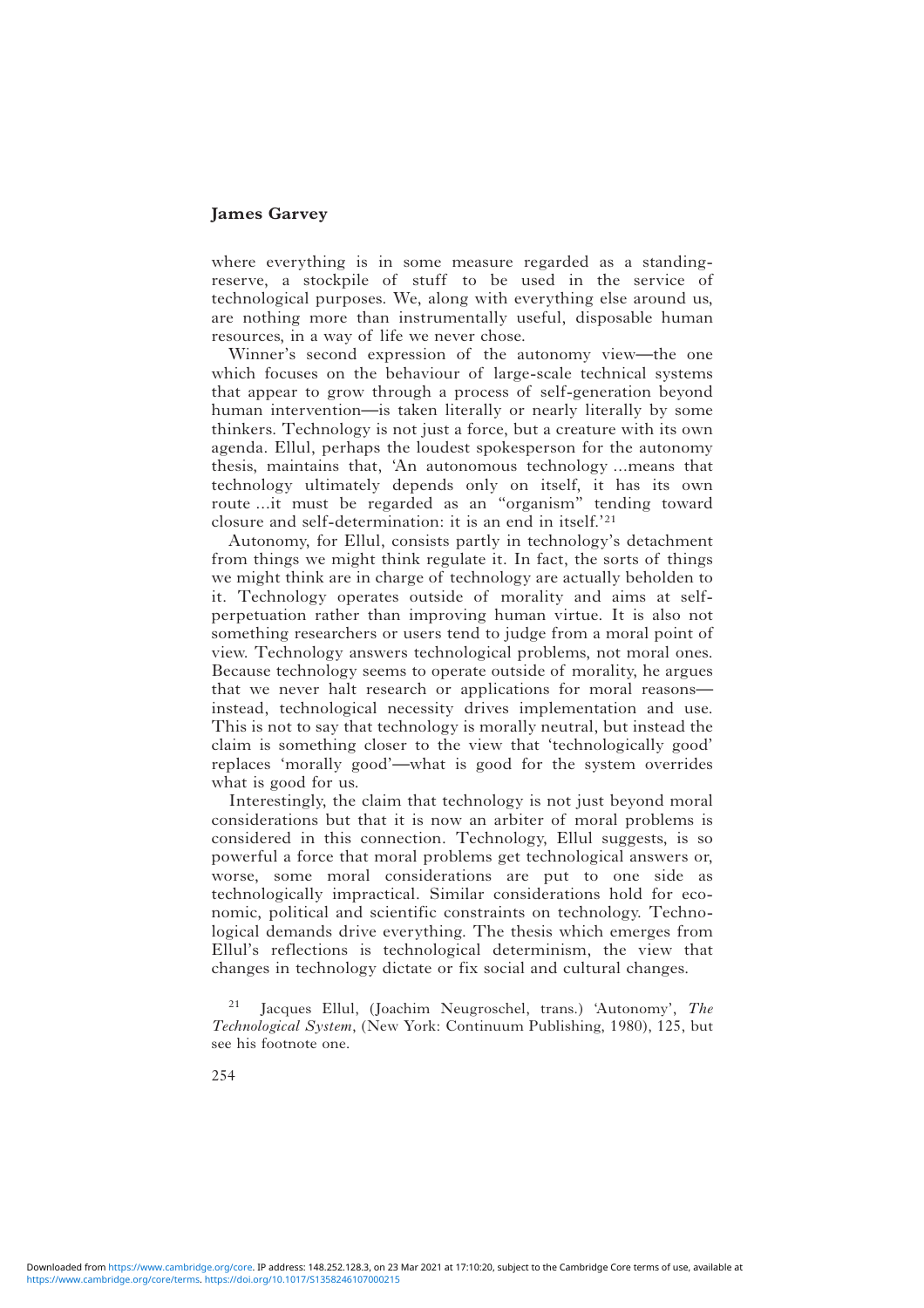where everything is in some measure regarded as a standing-reserve, a stockpile of stuff to be used in the service of technological purposes. We, along with everything else around us, are nothing more than instrumentally useful, disposable human resources, in a way of life we never chose.

Winner's second expression of the autonomy view—the one which focuses on the behaviour of large-scale technical systems that appear to grow through a process of self-generation beyond human intervention—is taken literally or nearly literally by some thinkers. Technology is not just a force, but a creature with its own agenda. Ellul, perhaps the loudest spokesperson for the autonomy thesis, maintains that, 'An autonomous technology ...means that technology ultimately depends only on itself, it has its own route ...it must be regarded as an "organism" tending toward closure and self-determination: it is an end in itself.'[21]

Autonomy, for Ellul, consists partly in technology's detachment from things we might think regulate it. In fact, the sorts of things we might think are in charge of technology are actually beholden to it. Technology operates outside of morality and aims at self-perpetuation rather than improving human virtue. It is also not something researchers or users tend to judge from a moral point of view. Technology answers technological problems, not moral ones. Because technology seems to operate outside of morality, he argues that we never halt research or applications for moral reasons—instead, technological necessity drives implementation and use. This is not to say that technology is morally neutral, but instead the claim is something closer to the view that 'technologically good' replaces 'morally good'—what is good for the system overrides what is good for us.

Interestingly, the claim that technology is not just beyond moral considerations but that it is now an arbiter of moral problems is considered in this connection. Technology, Ellul suggests, is so powerful a force that moral problems get technological answers or, worse, some moral considerations are put to one side as technologically impractical. Similar considerations hold for economic, political and scientific constraints on technology. Technological demands drive everything. The thesis which emerges from Ellul's reflections is technological determinism, the view that changes in technology dictate or fix social and cultural changes.

[21] Jacques Ellul, (Joachim Neugroschel, trans.) 'Autonomy', *The Technological System*, (New York: Continuum Publishing, 1980), 125, but see his footnote one.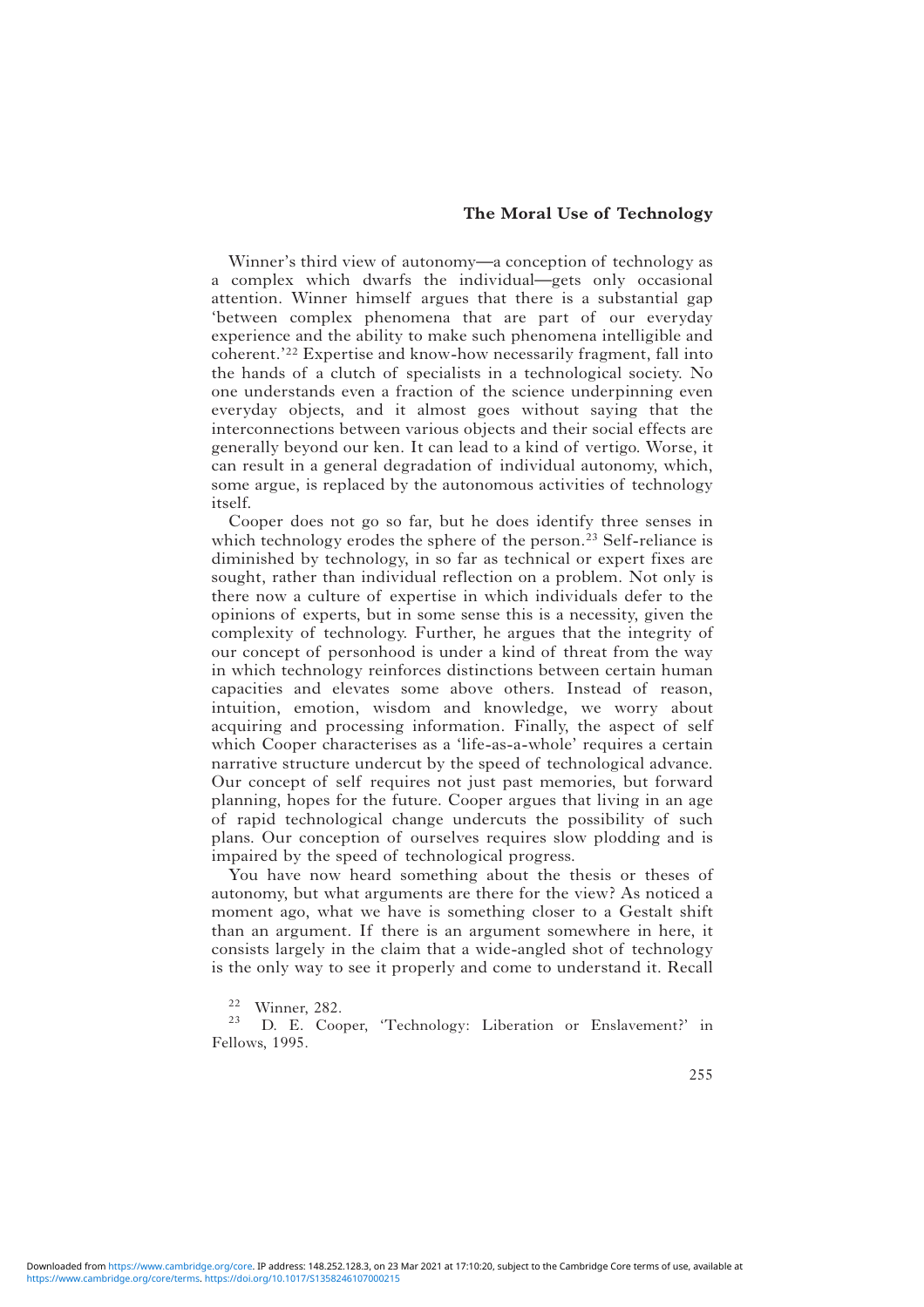Winner's third view of autonomy—a conception of technology as a complex which dwarfs the individual—gets only occasional attention. Winner himself argues that there is a substantial gap 'between complex phenomena that are part of our everyday experience and the ability to make such phenomena intelligible and coherent.'[22] Expertise and know-how necessarily fragment, fall into the hands of a clutch of specialists in a technological society. No one understands even a fraction of the science underpinning even everyday objects, and it almost goes without saying that the interconnections between various objects and their social effects are generally beyond our ken. It can lead to a kind of vertigo. Worse, it can result in a general degradation of individual autonomy, which, some argue, is replaced by the autonomous activities of technology itself.

Cooper does not go so far, but he does identify three senses in which technology erodes the sphere of the person.[23] Self-reliance is diminished by technology, in so far as technical or expert fixes are sought, rather than individual reflection on a problem. Not only is there now a culture of expertise in which individuals defer to the opinions of experts, but in some sense this is a necessity, given the complexity of technology. Further, he argues that the integrity of our concept of personhood is under a kind of threat from the way in which technology reinforces distinctions between certain human capacities and elevates some above others. Instead of reason, intuition, emotion, wisdom and knowledge, we worry about acquiring and processing information. Finally, the aspect of self which Cooper characterises as a 'life-as-a-whole' requires a certain narrative structure undercut by the speed of technological advance. Our concept of self requires not just past memories, but forward planning, hopes for the future. Cooper argues that living in an age of rapid technological change undercuts the possibility of such plans. Our conception of ourselves requires slow plodding and is impaired by the speed of technological progress.

You have now heard something about the thesis or theses of autonomy, but what arguments are there for the view? As noticed a moment ago, what we have is something closer to a Gestalt shift than an argument. If there is an argument somewhere in here, it consists largely in the claim that a wide-angled shot of technology is the only way to see it properly and come to understand it. Recall

[22] Winner, 282.

[23] D. E. Cooper, 'Technology: Liberation or Enslavement?' in Fellows, 1995.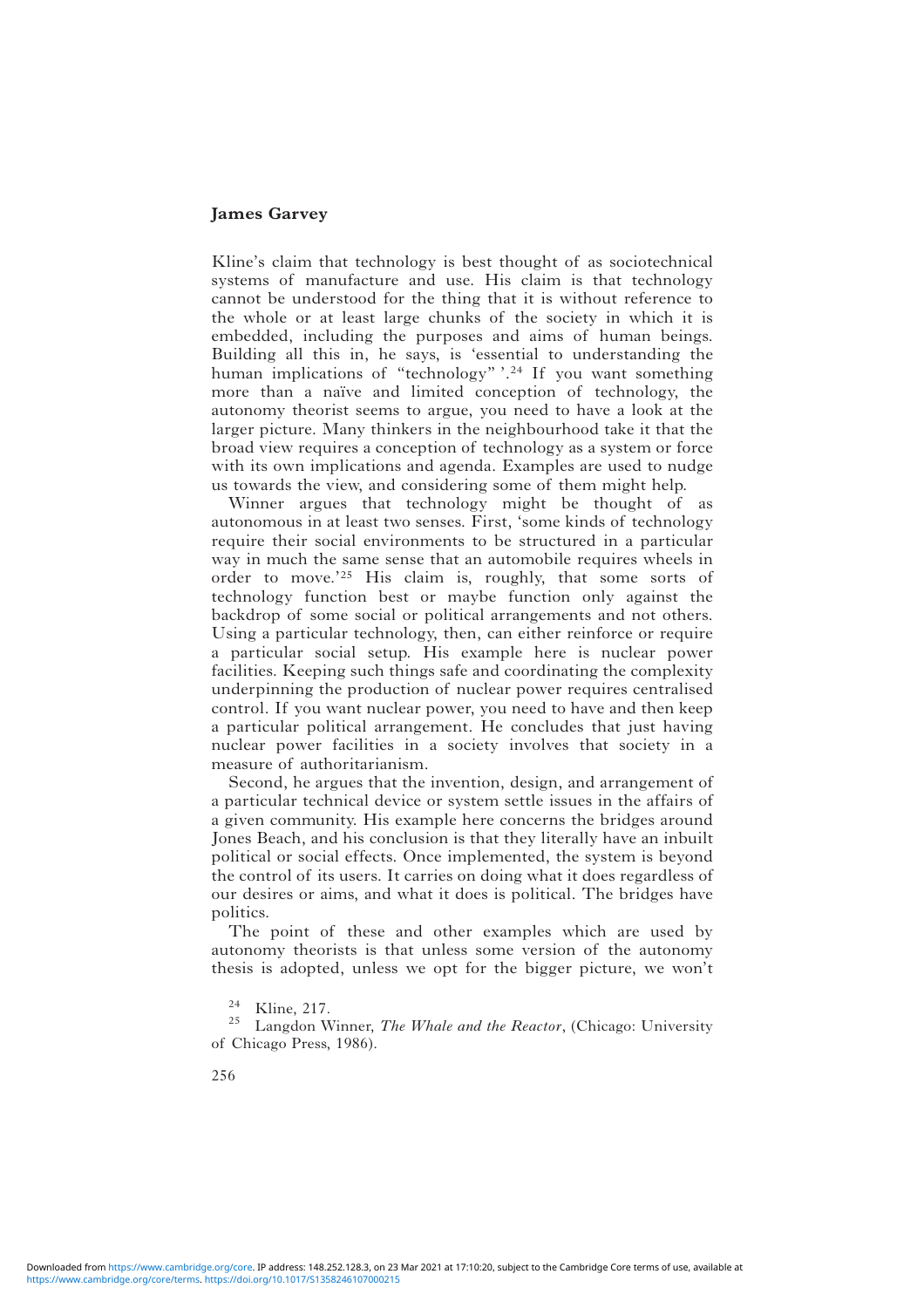Kline's claim that technology is best thought of as sociotechnical systems of manufacture and use. His claim is that technology cannot be understood for the thing that it is without reference to the whole or at least large chunks of the society in which it is embedded, including the purposes and aims of human beings. Building all this in, he says, is 'essential to understanding the human implications of "technology" '.[24] If you want something more than a naïve and limited conception of technology, the autonomy theorist seems to argue, you need to have a look at the larger picture. Many thinkers in the neighbourhood take it that the broad view requires a conception of technology as a system or force with its own implications and agenda. Examples are used to nudge us towards the view, and considering some of them might help.

Winner argues that technology might be thought of as autonomous in at least two senses. First, 'some kinds of technology require their social environments to be structured in a particular way in much the same sense that an automobile requires wheels in order to move.'[25] His claim is, roughly, that some sorts of technology function best or maybe function only against the backdrop of some social or political arrangements and not others. Using a particular technology, then, can either reinforce or require a particular social setup. His example here is nuclear power facilities. Keeping such things safe and coordinating the complexity underpinning the production of nuclear power requires centralised control. If you want nuclear power, you need to have and then keep a particular political arrangement. He concludes that just having nuclear power facilities in a society involves that society in a measure of authoritarianism.

Second, he argues that the invention, design, and arrangement of a particular technical device or system settle issues in the affairs of a given community. His example here concerns the bridges around Jones Beach, and his conclusion is that they literally have an inbuilt political or social effects. Once implemented, the system is beyond the control of its users. It carries on doing what it does regardless of our desires or aims, and what it does is political. The bridges have politics.

The point of these and other examples which are used by autonomy theorists is that unless some version of the autonomy thesis is adopted, unless we opt for the bigger picture, we won't

[24] Kline, 217.

[25] Langdon Winner, *The Whale and the Reactor*, (Chicago: University of Chicago Press, 1986).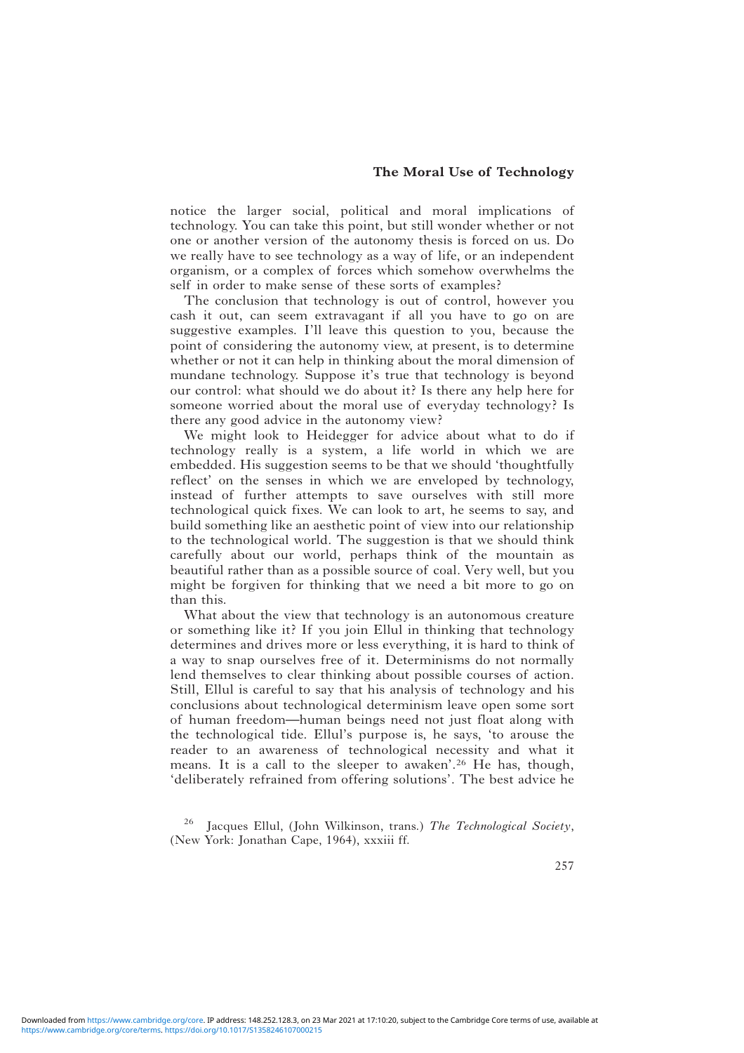notice the larger social, political and moral implications of technology. You can take this point, but still wonder whether or not one or another version of the autonomy thesis is forced on us. Do we really have to see technology as a way of life, or an independent organism, or a complex of forces which somehow overwhelms the self in order to make sense of these sorts of examples?

The conclusion that technology is out of control, however you cash it out, can seem extravagant if all you have to go on are suggestive examples. I'll leave this question to you, because the point of considering the autonomy view, at present, is to determine whether or not it can help in thinking about the moral dimension of mundane technology. Suppose it's true that technology is beyond our control: what should we do about it? Is there any help here for someone worried about the moral use of everyday technology? Is there any good advice in the autonomy view?

We might look to Heidegger for advice about what to do if technology really is a system, a life world in which we are embedded. His suggestion seems to be that we should 'thoughtfully reflect' on the senses in which we are enveloped by technology, instead of further attempts to save ourselves with still more technological quick fixes. We can look to art, he seems to say, and build something like an aesthetic point of view into our relationship to the technological world. The suggestion is that we should think carefully about our world, perhaps think of the mountain as beautiful rather than as a possible source of coal. Very well, but you might be forgiven for thinking that we need a bit more to go on than this.

What about the view that technology is an autonomous creature or something like it? If you join Ellul in thinking that technology determines and drives more or less everything, it is hard to think of a way to snap ourselves free of it. Determinisms do not normally lend themselves to clear thinking about possible courses of action. Still, Ellul is careful to say that his analysis of technology and his conclusions about technological determinism leave open some sort of human freedom—human beings need not just float along with the technological tide. Ellul's purpose is, he says, 'to arouse the reader to an awareness of technological necessity and what it means. It is a call to the sleeper to awaken'.[26] He has, though, 'deliberately refrained from offering solutions'. The best advice he

[26] Jacques Ellul, (John Wilkinson, trans.) *The Technological Society*, (New York: Jonathan Cape, 1964), xxxiii ff.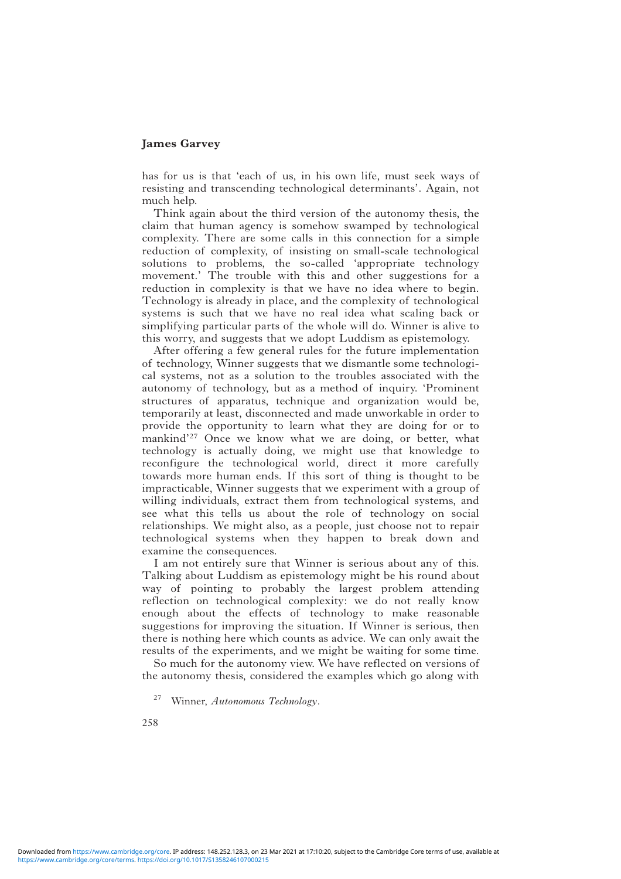has for us is that 'each of us, in his own life, must seek ways of resisting and transcending technological determinants'. Again, not much help.

Think again about the third version of the autonomy thesis, the claim that human agency is somehow swamped by technological complexity. There are some calls in this connection for a simple reduction of complexity, of insisting on small-scale technological solutions to problems, the so-called 'appropriate technology movement.' The trouble with this and other suggestions for a reduction in complexity is that we have no idea where to begin. Technology is already in place, and the complexity of technological systems is such that we have no real idea what scaling back or simplifying particular parts of the whole will do. Winner is alive to this worry, and suggests that we adopt Luddism as epistemology.

After offering a few general rules for the future implementation of technology, Winner suggests that we dismantle some technological systems, not as a solution to the troubles associated with the autonomy of technology, but as a method of inquiry. 'Prominent structures of apparatus, technique and organization would be, temporarily at least, disconnected and made unworkable in order to provide the opportunity to learn what they are doing for or to mankind'[27] Once we know what we are doing, or better, what technology is actually doing, we might use that knowledge to reconfigure the technological world, direct it more carefully towards more human ends. If this sort of thing is thought to be impracticable, Winner suggests that we experiment with a group of willing individuals, extract them from technological systems, and see what this tells us about the role of technology on social relationships. We might also, as a people, just choose not to repair technological systems when they happen to break down and examine the consequences.

I am not entirely sure that Winner is serious about any of this. Talking about Luddism as epistemology might be his round about way of pointing to probably the largest problem attending reflection on technological complexity: we do not really know enough about the effects of technology to make reasonable suggestions for improving the situation. If Winner is serious, then there is nothing here which counts as advice. We can only await the results of the experiments, and we might be waiting for some time.

So much for the autonomy view. We have reflected on versions of the autonomy thesis, considered the examples which go along with

[27] Winner, *Autonomous Technology*.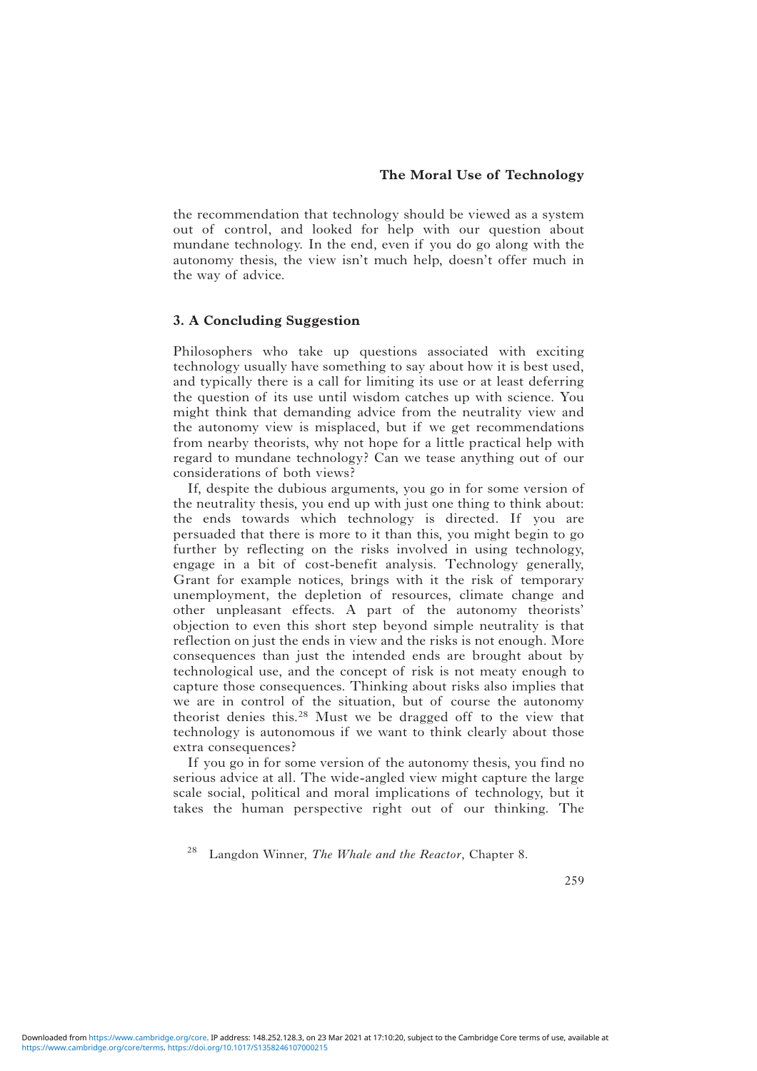the recommendation that technology should be viewed as a system out of control, and looked for help with our question about mundane technology. In the end, even if you do go along with the autonomy thesis, the view isn't much help, doesn't offer much in the way of advice.

## 3. A Concluding Suggestion

Philosophers who take up questions associated with exciting technology usually have something to say about how it is best used, and typically there is a call for limiting its use or at least deferring the question of its use until wisdom catches up with science. You might think that demanding advice from the neutrality view and the autonomy view is misplaced, but if we get recommendations from nearby theorists, why not hope for a little practical help with regard to mundane technology? Can we tease anything out of our considerations of both views?

If, despite the dubious arguments, you go in for some version of the neutrality thesis, you end up with just one thing to think about: the ends towards which technology is directed. If you are persuaded that there is more to it than this, you might begin to go further by reflecting on the risks involved in using technology, engage in a bit of cost-benefit analysis. Technology generally, Grant for example notices, brings with it the risk of temporary unemployment, the depletion of resources, climate change and other unpleasant effects. A part of the autonomy theorists' objection to even this short step beyond simple neutrality is that reflection on just the ends in view and the risks is not enough. More consequences than just the intended ends are brought about by technological use, and the concept of risk is not meaty enough to capture those consequences. Thinking about risks also implies that we are in control of the situation, but of course the autonomy theorist denies this.[28] Must we be dragged off to the view that technology is autonomous if we want to think clearly about those extra consequences?

If you go in for some version of the autonomy thesis, you find no serious advice at all. The wide-angled view might capture the large scale social, political and moral implications of technology, but it takes the human perspective right out of our thinking. The

[28] Langdon Winner, *The Whale and the Reactor*, Chapter 8.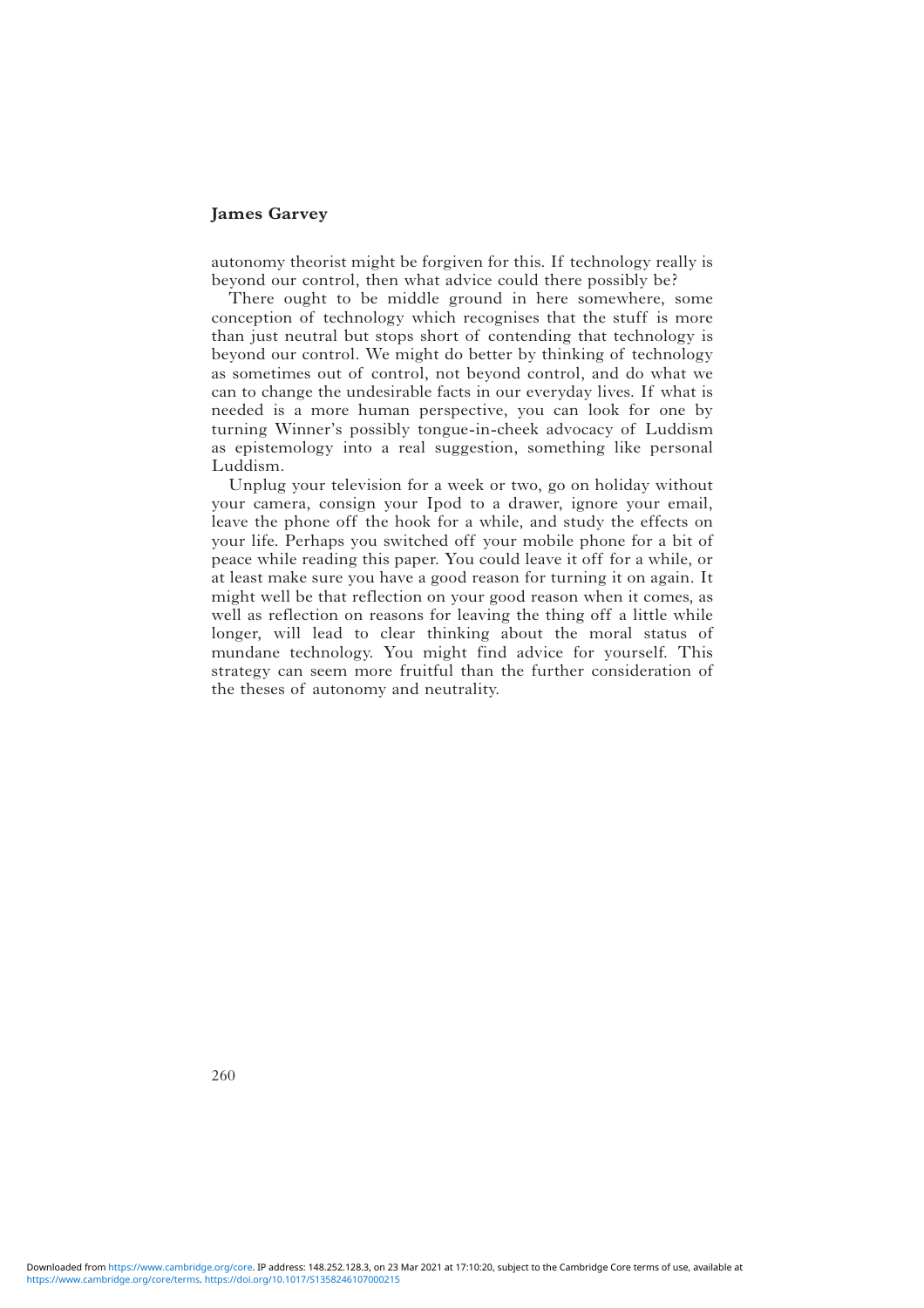autonomy theorist might be forgiven for this. If technology really is beyond our control, then what advice could there possibly be?

There ought to be middle ground in here somewhere, some conception of technology which recognises that the stuff is more than just neutral but stops short of contending that technology is beyond our control. We might do better by thinking of technology as sometimes out of control, not beyond control, and do what we can to change the undesirable facts in our everyday lives. If what is needed is a more human perspective, you can look for one by turning Winner's possibly tongue-in-cheek advocacy of Luddism as epistemology into a real suggestion, something like personal Luddism.

Unplug your television for a week or two, go on holiday without your camera, consign your Ipod to a drawer, ignore your email, leave the phone off the hook for a while, and study the effects on your life. Perhaps you switched off your mobile phone for a bit of peace while reading this paper. You could leave it off for a while, or at least make sure you have a good reason for turning it on again. It might well be that reflection on your good reason when it comes, as well as reflection on reasons for leaving the thing off a little while longer, will lead to clear thinking about the moral status of mundane technology. You might find advice for yourself. This strategy can seem more fruitful than the further consideration of the theses of autonomy and neutrality.